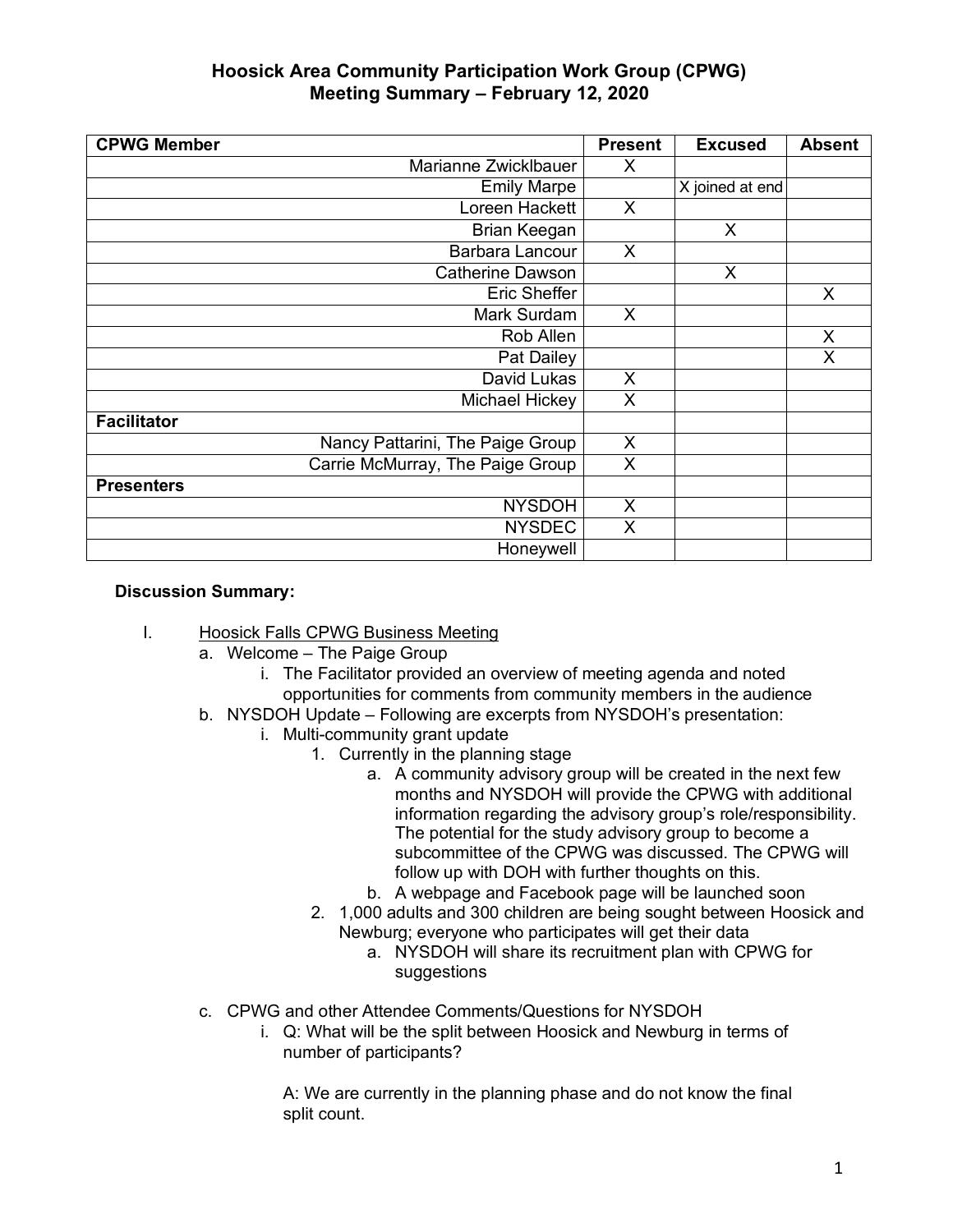# Hoosick Area Community Participation Work Group (CPWG)
# Meeting Summary – February 12, 2020

| CPWG Member | Present | Excused | Absent |
|---|---|---|---|
| Marianne Zwicklbauer | X | | |
| Emily Marpe | | X joined at end | |
| Loreen Hackett | X | | |
| Brian Keegan | | X | |
| Barbara Lancour | X | | |
| Catherine Dawson | | X | |
| Eric Sheffer | | | X |
| Mark Surdam | X | | |
| Rob Allen | | | X |
| Pat Dailey | | | X |
| David Lukas | X | | |
| Michael Hickey | X | | |
| **Facilitator** | | | |
| Nancy Pattarini, The Paige Group | X | | |
| Carrie McMurray, The Paige Group | X | | |
| **Presenters** | | | |
| NYSDOH | X | | |
| NYSDEC | X | | |
| Honeywell | | | |

**Discussion Summary:**

I. Hoosick Falls CPWG Business Meeting
   a. Welcome – The Paige Group
      i. The Facilitator provided an overview of meeting agenda and noted opportunities for comments from community members in the audience
   b. NYSDOH Update – Following are excerpts from NYSDOH's presentation:
      i. Multi-community grant update
         1. Currently in the planning stage
            a. A community advisory group will be created in the next few months and NYSDOH will provide the CPWG with additional information regarding the advisory group's role/responsibility. The potential for the study advisory group to become a subcommittee of the CPWG was discussed. The CPWG will follow up with DOH with further thoughts on this.
            b. A webpage and Facebook page will be launched soon
         2. 1,000 adults and 300 children are being sought between Hoosick and Newburg; everyone who participates will get their data
            a. NYSDOH will share its recruitment plan with CPWG for suggestions
   c. CPWG and other Attendee Comments/Questions for NYSDOH
      i. Q: What will be the split between Hoosick and Newburg in terms of number of participants?

         A: We are currently in the planning phase and do not know the final split count.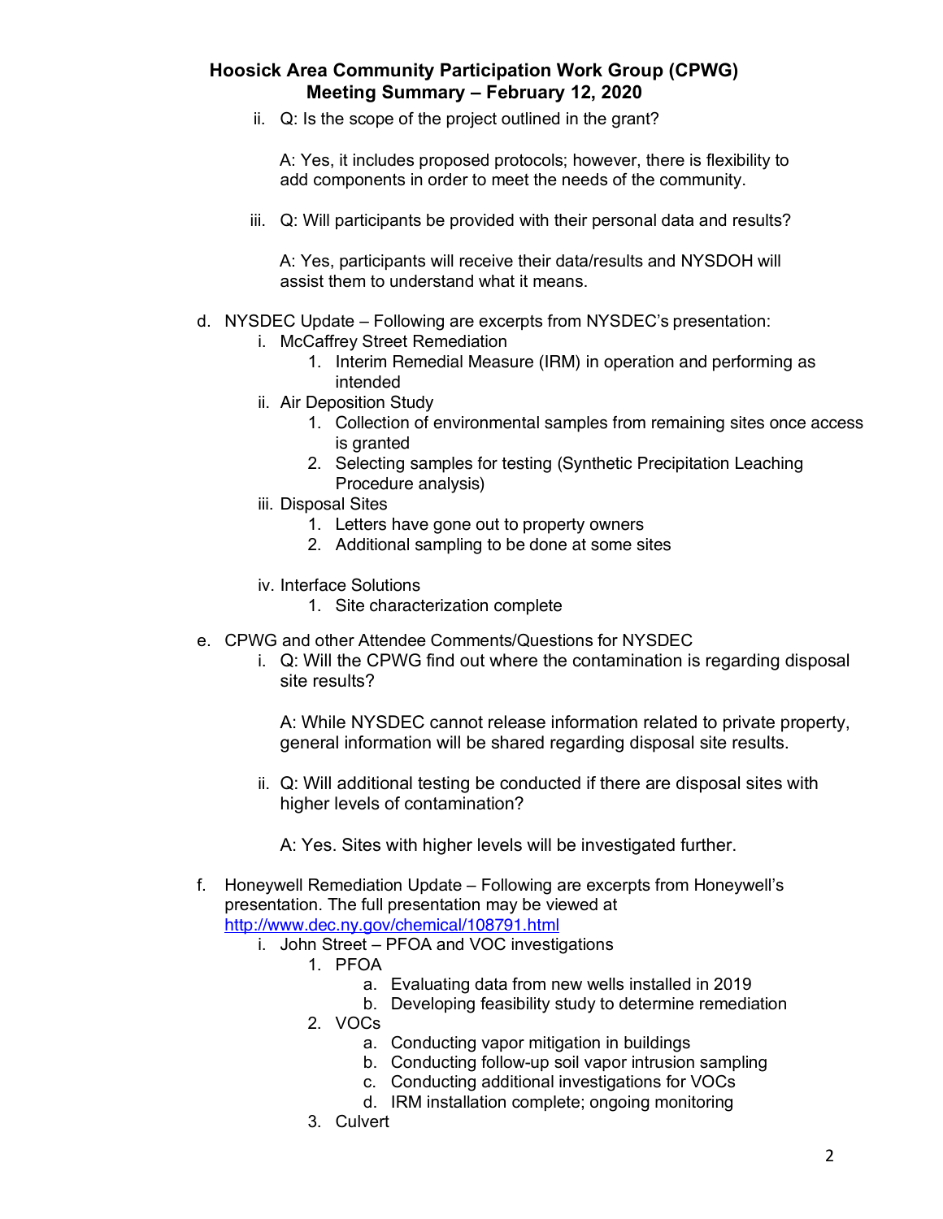**Hoosick Area Community Participation Work Group (CPWG)**
**Meeting Summary – February 12, 2020**

ii. Q: Is the scope of the project outlined in the grant?

A: Yes, it includes proposed protocols; however, there is flexibility to add components in order to meet the needs of the community.

iii. Q: Will participants be provided with their personal data and results?

A: Yes, participants will receive their data/results and NYSDOH will assist them to understand what it means.

d. NYSDEC Update – Following are excerpts from NYSDEC's presentation:
   i. McCaffrey Street Remediation
      1. Interim Remedial Measure (IRM) in operation and performing as intended
   ii. Air Deposition Study
      1. Collection of environmental samples from remaining sites once access is granted
      2. Selecting samples for testing (Synthetic Precipitation Leaching Procedure analysis)
   iii. Disposal Sites
      1. Letters have gone out to property owners
      2. Additional sampling to be done at some sites
   iv. Interface Solutions
      1. Site characterization complete

e. CPWG and other Attendee Comments/Questions for NYSDEC
   i. Q: Will the CPWG find out where the contamination is regarding disposal site results?

   A: While NYSDEC cannot release information related to private property, general information will be shared regarding disposal site results.

   ii. Q: Will additional testing be conducted if there are disposal sites with higher levels of contamination?

   A: Yes. Sites with higher levels will be investigated further.

f. Honeywell Remediation Update – Following are excerpts from Honeywell's presentation. The full presentation may be viewed at http://www.dec.ny.gov/chemical/108791.html
   i. John Street – PFOA and VOC investigations
      1. PFOA
         a. Evaluating data from new wells installed in 2019
         b. Developing feasibility study to determine remediation
      2. VOCs
         a. Conducting vapor mitigation in buildings
         b. Conducting follow-up soil vapor intrusion sampling
         c. Conducting additional investigations for VOCs
         d. IRM installation complete; ongoing monitoring
      3. Culvert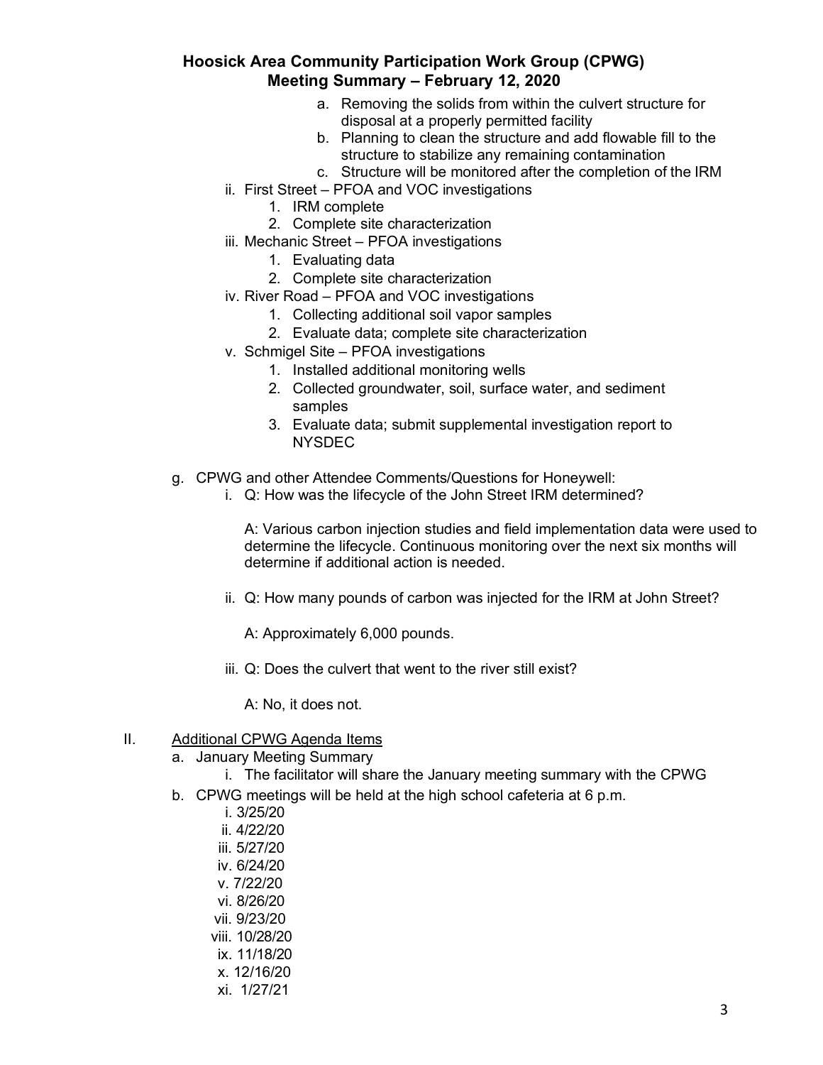a. Removing the solids from within the culvert structure for disposal at a properly permitted facility
b. Planning to clean the structure and add flowable fill to the structure to stabilize any remaining contamination
c. Structure will be monitored after the completion of the IRM

ii. First Street – PFOA and VOC investigations
1. IRM complete
2. Complete site characterization

iii. Mechanic Street – PFOA investigations
1. Evaluating data
2. Complete site characterization

iv. River Road – PFOA and VOC investigations
1. Collecting additional soil vapor samples
2. Evaluate data; complete site characterization

v. Schmigel Site – PFOA investigations
1. Installed additional monitoring wells
2. Collected groundwater, soil, surface water, and sediment samples
3. Evaluate data; submit supplemental investigation report to NYSDEC

g. CPWG and other Attendee Comments/Questions for Honeywell:

i. Q: How was the lifecycle of the John Street IRM determined?

A: Various carbon injection studies and field implementation data were used to determine the lifecycle. Continuous monitoring over the next six months will determine if additional action is needed.

ii. Q: How many pounds of carbon was injected for the IRM at John Street?

A: Approximately 6,000 pounds.

iii. Q: Does the culvert that went to the river still exist?

A: No, it does not.

II. Additional CPWG Agenda Items

a. January Meeting Summary
i. The facilitator will share the January meeting summary with the CPWG

b. CPWG meetings will be held at the high school cafeteria at 6 p.m.
i. 3/25/20
ii. 4/22/20
iii. 5/27/20
iv. 6/24/20
v. 7/22/20
vi. 8/26/20
vii. 9/23/20
viii. 10/28/20
ix. 11/18/20
x. 12/16/20
xi. 1/27/21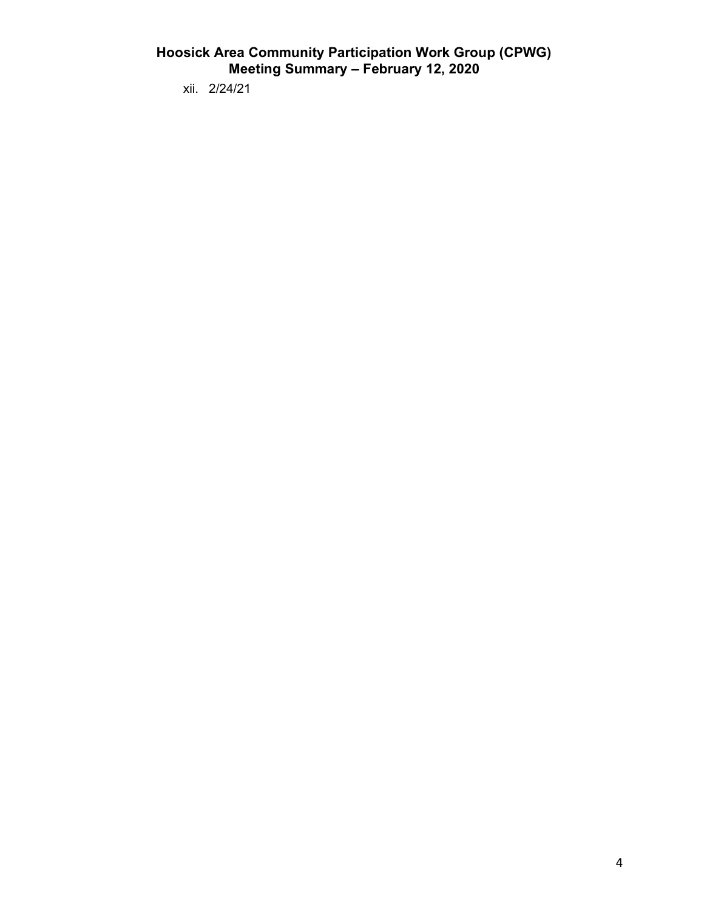xii. 2/24/21